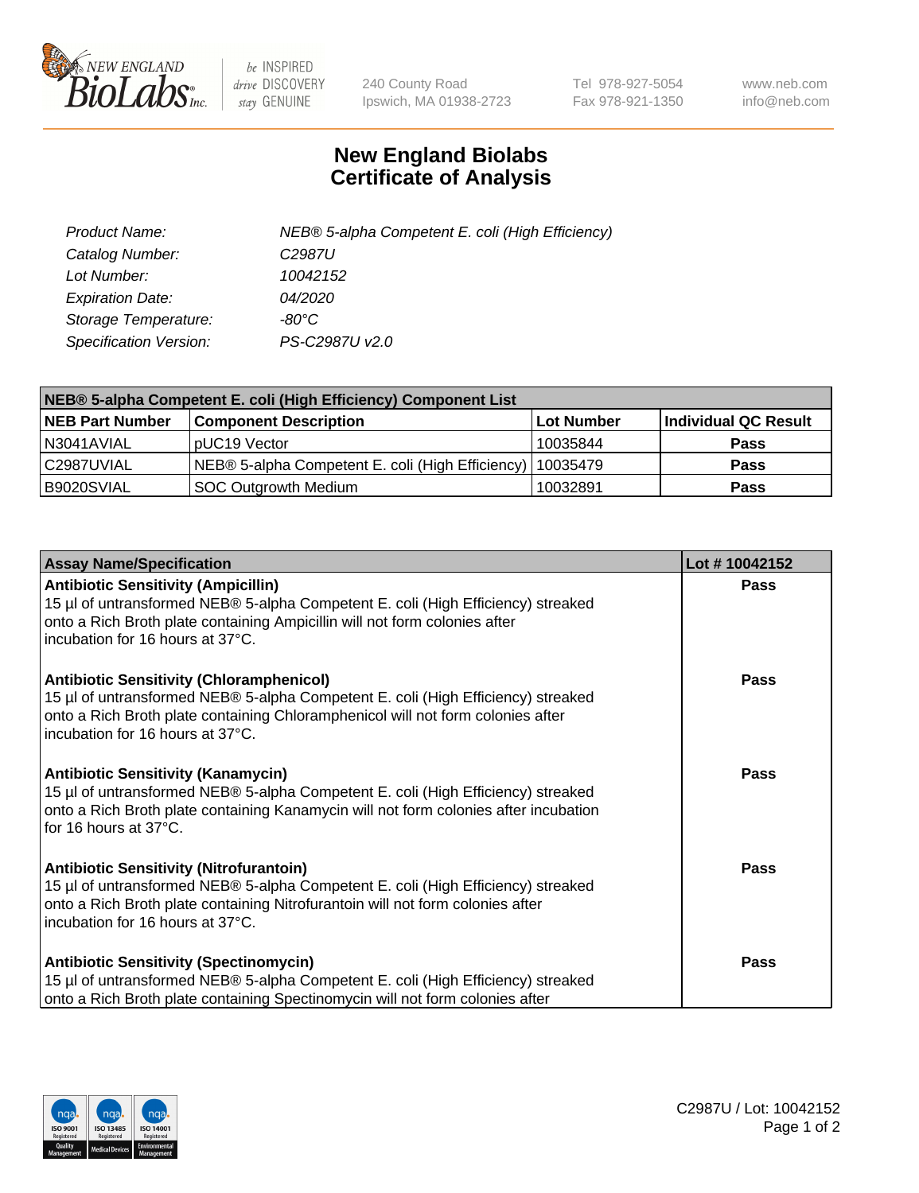# New England Biolabs
# Certificate of Analysis

*Product Name:* *NEB® 5-alpha Competent E. coli (High Efficiency)*
*Catalog Number:* *C2987U*
*Lot Number:* *10042152*
*Expiration Date:* *04/2020*
*Storage Temperature:* *-80°C*
*Specification Version:* *PS-C2987U v2.0*

| NEB® 5-alpha Competent E. coli (High Efficiency) Component List | | | |
|---|---|---|---|
| **NEB Part Number** | **Component Description** | **Lot Number** | **Individual QC Result** |
| N3041AVIAL | pUC19 Vector | 10035844 | **Pass** |
| C2987UVIAL | NEB® 5-alpha Competent E. coli (High Efficiency) | 10035479 | **Pass** |
| B9020SVIAL | SOC Outgrowth Medium | 10032891 | **Pass** |

| Assay Name/Specification | Lot # 10042152 |
|---|---|
| **Antibiotic Sensitivity (Ampicillin)**<br>15 µl of untransformed NEB® 5-alpha Competent E. coli (High Efficiency) streaked onto a Rich Broth plate containing Ampicillin will not form colonies after incubation for 16 hours at 37°C. | **Pass** |
| **Antibiotic Sensitivity (Chloramphenicol)**<br>15 µl of untransformed NEB® 5-alpha Competent E. coli (High Efficiency) streaked onto a Rich Broth plate containing Chloramphenicol will not form colonies after incubation for 16 hours at 37°C. | **Pass** |
| **Antibiotic Sensitivity (Kanamycin)**<br>15 µl of untransformed NEB® 5-alpha Competent E. coli (High Efficiency) streaked onto a Rich Broth plate containing Kanamycin will not form colonies after incubation for 16 hours at 37°C. | **Pass** |
| **Antibiotic Sensitivity (Nitrofurantoin)**<br>15 µl of untransformed NEB® 5-alpha Competent E. coli (High Efficiency) streaked onto a Rich Broth plate containing Nitrofurantoin will not form colonies after incubation for 16 hours at 37°C. | **Pass** |
| **Antibiotic Sensitivity (Spectinomycin)**<br>15 µl of untransformed NEB® 5-alpha Competent E. coli (High Efficiency) streaked onto a Rich Broth plate containing Spectinomycin will not form colonies after | **Pass** |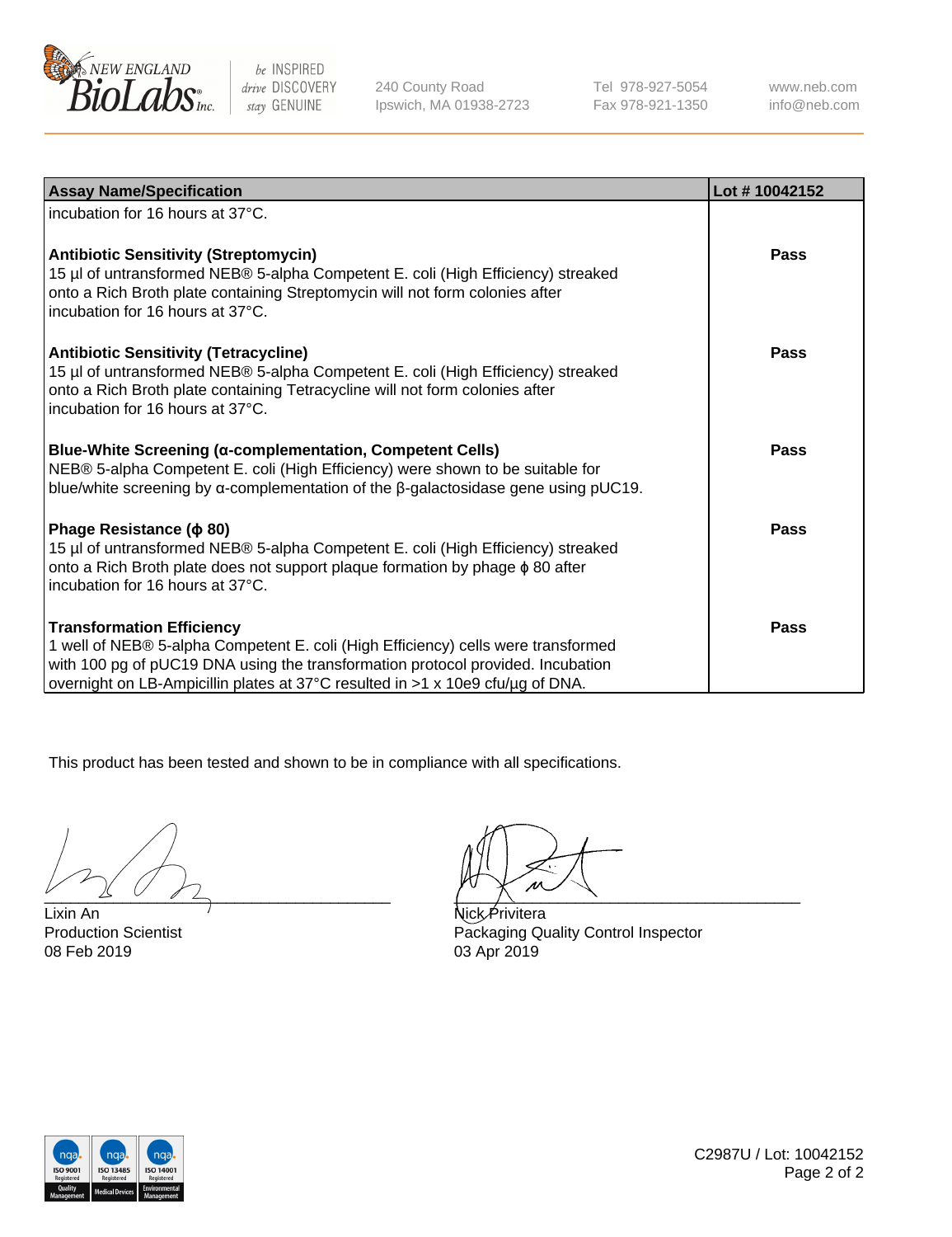| Assay Name/Specification | Lot # 10042152 |
|---|---|
| incubation for 16 hours at 37°C. | |
| **Antibiotic Sensitivity (Streptomycin)**<br>15 µl of untransformed NEB® 5-alpha Competent E. coli (High Efficiency) streaked onto a Rich Broth plate containing Streptomycin will not form colonies after incubation for 16 hours at 37°C. | Pass |
| **Antibiotic Sensitivity (Tetracycline)**<br>15 µl of untransformed NEB® 5-alpha Competent E. coli (High Efficiency) streaked onto a Rich Broth plate containing Tetracycline will not form colonies after incubation for 16 hours at 37°C. | Pass |
| **Blue-White Screening (α-complementation, Competent Cells)**<br>NEB® 5-alpha Competent E. coli (High Efficiency) were shown to be suitable for blue/white screening by α-complementation of the β-galactosidase gene using pUC19. | Pass |
| **Phage Resistance (ϕ 80)**<br>15 µl of untransformed NEB® 5-alpha Competent E. coli (High Efficiency) streaked onto a Rich Broth plate does not support plaque formation by phage ϕ 80 after incubation for 16 hours at 37°C. | Pass |
| **Transformation Efficiency**<br>1 well of NEB® 5-alpha Competent E. coli (High Efficiency) cells were transformed with 100 pg of pUC19 DNA using the transformation protocol provided. Incubation overnight on LB-Ampicillin plates at 37°C resulted in >1 x 10e9 cfu/µg of DNA. | Pass |

This product has been tested and shown to be in compliance with all specifications.

Lixin An
Production Scientist
08 Feb 2019

Nick Privitera
Packaging Quality Control Inspector
03 Apr 2019

C2987U / Lot: 10042152